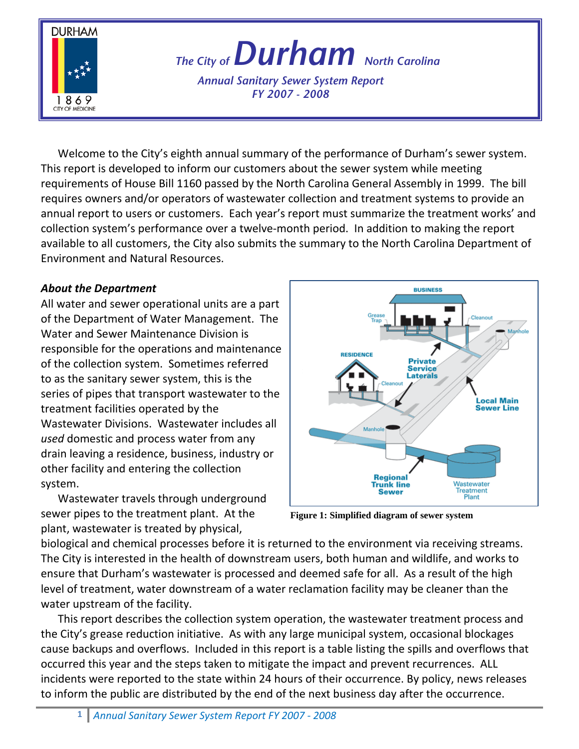# The City of Durham North Carolina

*Annual Sanitary Sewer System Report*
*FY 2007 - 2008*

Welcome to the City's eighth annual summary of the performance of Durham's sewer system. This report is developed to inform our customers about the sewer system while meeting requirements of House Bill 1160 passed by the North Carolina General Assembly in 1999. The bill requires owners and/or operators of wastewater collection and treatment systems to provide an annual report to users or customers. Each year's report must summarize the treatment works' and collection system's performance over a twelve-month period. In addition to making the report available to all customers, the City also submits the summary to the North Carolina Department of Environment and Natural Resources.

### *About the Department*

All water and sewer operational units are a part of the Department of Water Management. The Water and Sewer Maintenance Division is responsible for the operations and maintenance of the collection system. Sometimes referred to as the sanitary sewer system, this is the series of pipes that transport wastewater to the treatment facilities operated by the Wastewater Divisions. Wastewater includes all *used* domestic and process water from any drain leaving a residence, business, industry or other facility and entering the collection system.

Wastewater travels through underground sewer pipes to the treatment plant. At the plant, wastewater is treated by physical, biological and chemical processes before it is returned to the environment via receiving streams. The City is interested in the health of downstream users, both human and wildlife, and works to ensure that Durham's wastewater is processed and deemed safe for all. As a result of the high level of treatment, water downstream of a water reclamation facility may be cleaner than the water upstream of the facility.

**Figure 1: Simplified diagram of sewer system**

This report describes the collection system operation, the wastewater treatment process and the City's grease reduction initiative. As with any large municipal system, occasional blockages cause backups and overflows. Included in this report is a table listing the spills and overflows that occurred this year and the steps taken to mitigate the impact and prevent recurrences. ALL incidents were reported to the state within 24 hours of their occurrence. By policy, news releases to inform the public are distributed by the end of the next business day after the occurrence.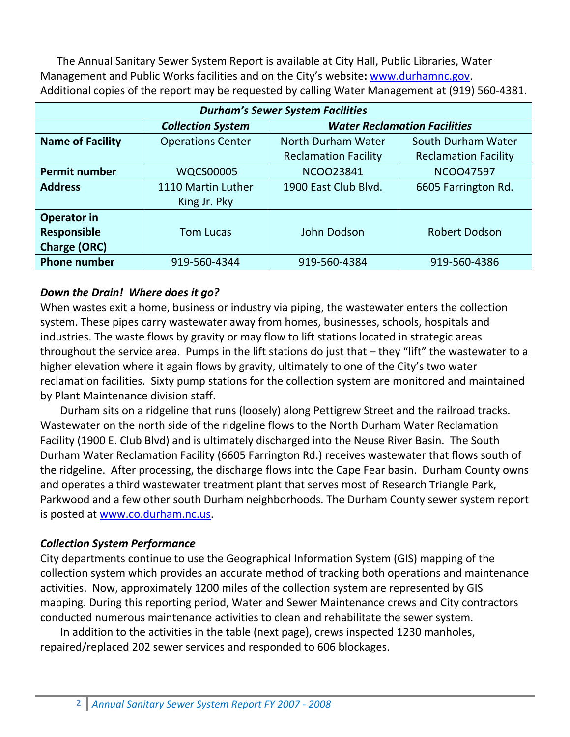The Annual Sanitary Sewer System Report is available at City Hall, Public Libraries, Water Management and Public Works facilities and on the City's website**:** www.durhamnc.gov. Additional copies of the report may be requested by calling Water Management at (919) 560-4381.

| ***Durham's Sewer System Facilities*** | | | |
|---|---|---|---|
| | ***Collection System*** | ***Water Reclamation Facilities*** | |
| **Name of Facility** | Operations Center | North Durham Water Reclamation Facility | South Durham Water Reclamation Facility |
| **Permit number** | WQCS00005 | NCOO23841 | NCOO47597 |
| **Address** | 1110 Martin Luther King Jr. Pky | 1900 East Club Blvd. | 6605 Farrington Rd. |
| **Operator in Responsible Charge (ORC)** | Tom Lucas | John Dodson | Robert Dodson |
| **Phone number** | 919-560-4344 | 919-560-4384 | 919-560-4386 |

### *Down the Drain! Where does it go?*

When wastes exit a home, business or industry via piping, the wastewater enters the collection system. These pipes carry wastewater away from homes, businesses, schools, hospitals and industries. The waste flows by gravity or may flow to lift stations located in strategic areas throughout the service area. Pumps in the lift stations do just that – they "lift" the wastewater to a higher elevation where it again flows by gravity, ultimately to one of the City's two water reclamation facilities. Sixty pump stations for the collection system are monitored and maintained by Plant Maintenance division staff.

Durham sits on a ridgeline that runs (loosely) along Pettigrew Street and the railroad tracks. Wastewater on the north side of the ridgeline flows to the North Durham Water Reclamation Facility (1900 E. Club Blvd) and is ultimately discharged into the Neuse River Basin. The South Durham Water Reclamation Facility (6605 Farrington Rd.) receives wastewater that flows south of the ridgeline. After processing, the discharge flows into the Cape Fear basin. Durham County owns and operates a third wastewater treatment plant that serves most of Research Triangle Park, Parkwood and a few other south Durham neighborhoods. The Durham County sewer system report is posted at www.co.durham.nc.us.

### *Collection System Performance*

City departments continue to use the Geographical Information System (GIS) mapping of the collection system which provides an accurate method of tracking both operations and maintenance activities. Now, approximately 1200 miles of the collection system are represented by GIS mapping. During this reporting period, Water and Sewer Maintenance crews and City contractors conducted numerous maintenance activities to clean and rehabilitate the sewer system.

In addition to the activities in the table (next page), crews inspected 1230 manholes, repaired/replaced 202 sewer services and responded to 606 blockages.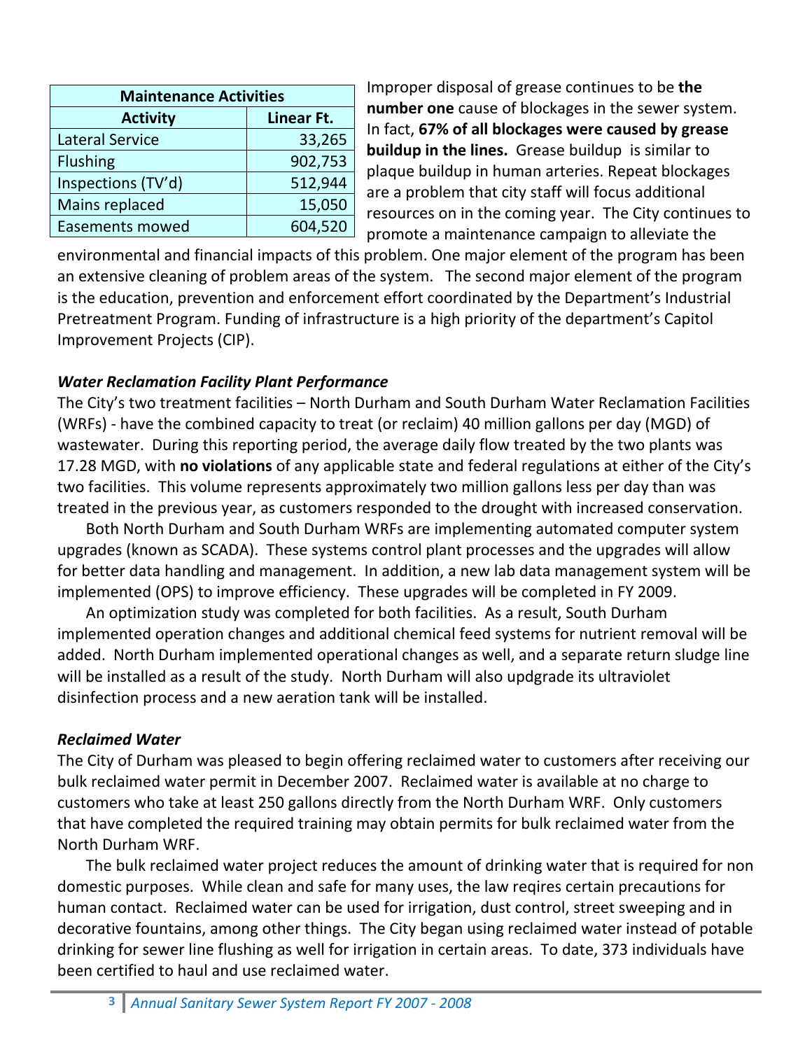| Maintenance Activities | |
|---|---|
| **Activity** | **Linear Ft.** |
| Lateral Service | 33,265 |
| Flushing | 902,753 |
| Inspections (TV'd) | 512,944 |
| Mains replaced | 15,050 |
| Easements mowed | 604,520 |

Improper disposal of grease continues to be **the number one** cause of blockages in the sewer system. In fact, **67% of all blockages were caused by grease buildup in the lines.** Grease buildup is similar to plaque buildup in human arteries. Repeat blockages are a problem that city staff will focus additional resources on in the coming year. The City continues to promote a maintenance campaign to alleviate the environmental and financial impacts of this problem. One major element of the program has been an extensive cleaning of problem areas of the system. The second major element of the program is the education, prevention and enforcement effort coordinated by the Department's Industrial Pretreatment Program. Funding of infrastructure is a high priority of the department's Capitol Improvement Projects (CIP).

***Water Reclamation Facility Plant Performance***

The City's two treatment facilities – North Durham and South Durham Water Reclamation Facilities (WRFs) - have the combined capacity to treat (or reclaim) 40 million gallons per day (MGD) of wastewater. During this reporting period, the average daily flow treated by the two plants was 17.28 MGD, with **no violations** of any applicable state and federal regulations at either of the City's two facilities. This volume represents approximately two million gallons less per day than was treated in the previous year, as customers responded to the drought with increased conservation.

Both North Durham and South Durham WRFs are implementing automated computer system upgrades (known as SCADA). These systems control plant processes and the upgrades will allow for better data handling and management. In addition, a new lab data management system will be implemented (OPS) to improve efficiency. These upgrades will be completed in FY 2009.

An optimization study was completed for both facilities. As a result, South Durham implemented operation changes and additional chemical feed systems for nutrient removal will be added. North Durham implemented operational changes as well, and a separate return sludge line will be installed as a result of the study. North Durham will also updgrade its ultraviolet disinfection process and a new aeration tank will be installed.

***Reclaimed Water***

The City of Durham was pleased to begin offering reclaimed water to customers after receiving our bulk reclaimed water permit in December 2007. Reclaimed water is available at no charge to customers who take at least 250 gallons directly from the North Durham WRF. Only customers that have completed the required training may obtain permits for bulk reclaimed water from the North Durham WRF.

The bulk reclaimed water project reduces the amount of drinking water that is required for non domestic purposes. While clean and safe for many uses, the law reqires certain precautions for human contact. Reclaimed water can be used for irrigation, dust control, street sweeping and in decorative fountains, among other things. The City began using reclaimed water instead of potable drinking for sewer line flushing as well for irrigation in certain areas. To date, 373 individuals have been certified to haul and use reclaimed water.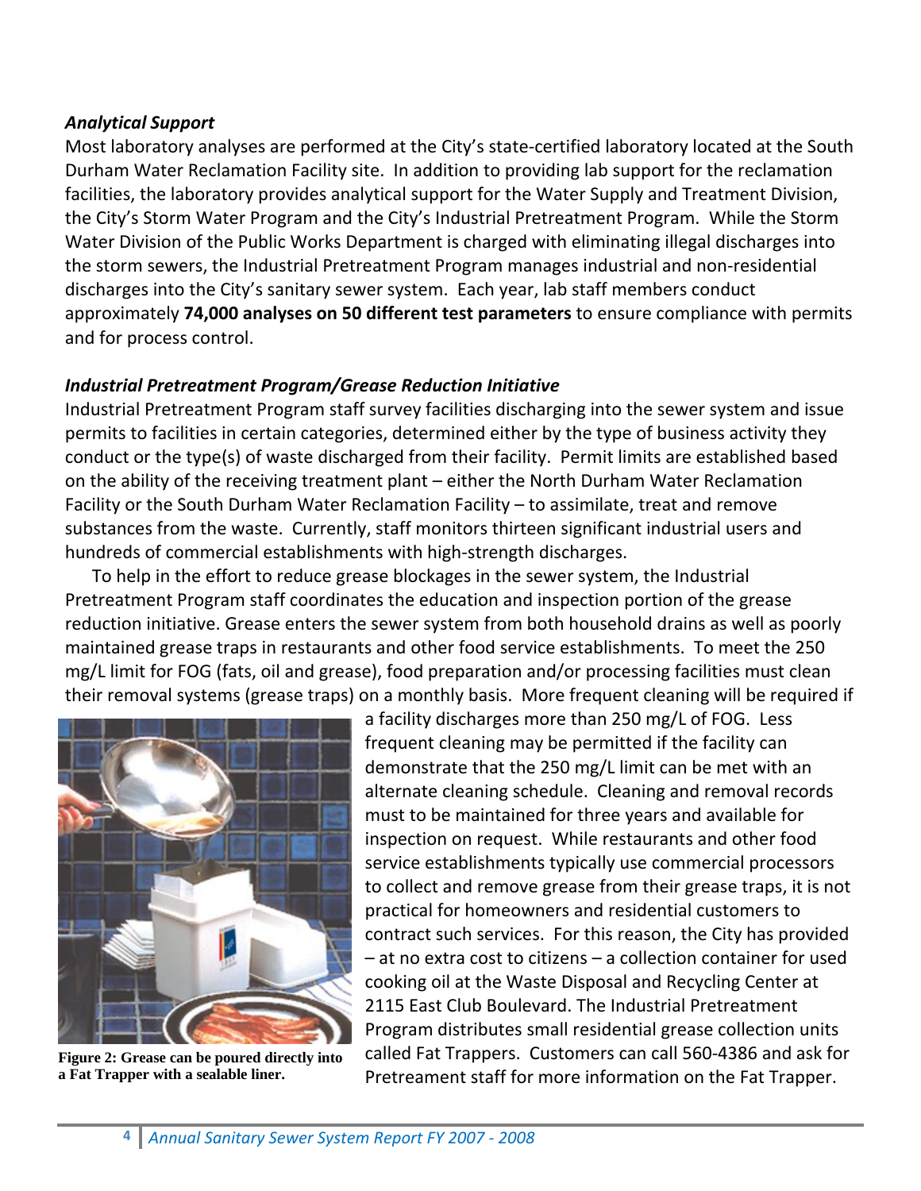### *Analytical Support*

Most laboratory analyses are performed at the City's state-certified laboratory located at the South Durham Water Reclamation Facility site. In addition to providing lab support for the reclamation facilities, the laboratory provides analytical support for the Water Supply and Treatment Division, the City's Storm Water Program and the City's Industrial Pretreatment Program. While the Storm Water Division of the Public Works Department is charged with eliminating illegal discharges into the storm sewers, the Industrial Pretreatment Program manages industrial and non-residential discharges into the City's sanitary sewer system. Each year, lab staff members conduct approximately **74,000 analyses on 50 different test parameters** to ensure compliance with permits and for process control.

### *Industrial Pretreatment Program/Grease Reduction Initiative*

Industrial Pretreatment Program staff survey facilities discharging into the sewer system and issue permits to facilities in certain categories, determined either by the type of business activity they conduct or the type(s) of waste discharged from their facility. Permit limits are established based on the ability of the receiving treatment plant – either the North Durham Water Reclamation Facility or the South Durham Water Reclamation Facility – to assimilate, treat and remove substances from the waste. Currently, staff monitors thirteen significant industrial users and hundreds of commercial establishments with high-strength discharges.

To help in the effort to reduce grease blockages in the sewer system, the Industrial Pretreatment Program staff coordinates the education and inspection portion of the grease reduction initiative. Grease enters the sewer system from both household drains as well as poorly maintained grease traps in restaurants and other food service establishments. To meet the 250 mg/L limit for FOG (fats, oil and grease), food preparation and/or processing facilities must clean their removal systems (grease traps) on a monthly basis. More frequent cleaning will be required if a facility discharges more than 250 mg/L of FOG. Less frequent cleaning may be permitted if the facility can demonstrate that the 250 mg/L limit can be met with an alternate cleaning schedule. Cleaning and removal records must to be maintained for three years and available for inspection on request. While restaurants and other food service establishments typically use commercial processors to collect and remove grease from their grease traps, it is not practical for homeowners and residential customers to contract such services. For this reason, the City has provided – at no extra cost to citizens – a collection container for used cooking oil at the Waste Disposal and Recycling Center at 2115 East Club Boulevard. The Industrial Pretreatment Program distributes small residential grease collection units called Fat Trappers. Customers can call 560-4386 and ask for Pretreament staff for more information on the Fat Trapper.

**Figure 2: Grease can be poured directly into a Fat Trapper with a sealable liner.**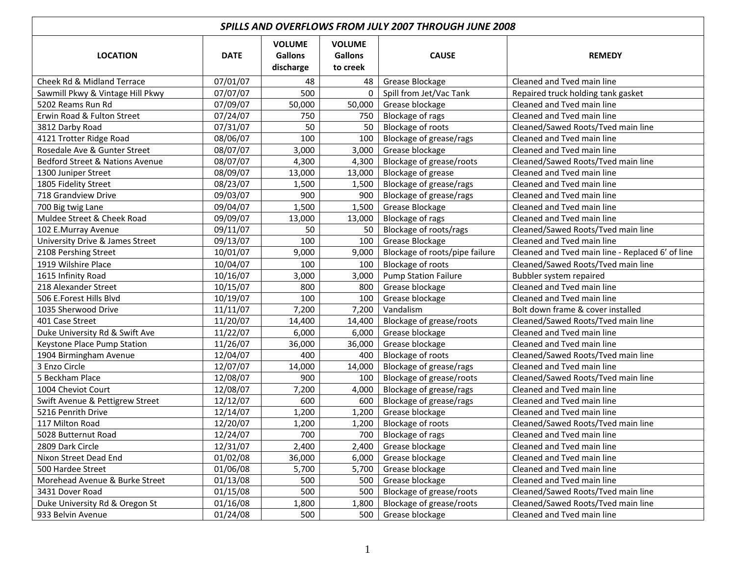| SPILLS AND OVERFLOWS FROM JULY 2007 THROUGH JUNE 2008 | | | | | |
|---|---|---|---|---|---|
| **LOCATION** | **DATE** | **VOLUME Gallons discharge** | **VOLUME Gallons to creek** | **CAUSE** | **REMEDY** |
| Cheek Rd & Midland Terrace | 07/01/07 | 48 | 48 | Grease Blockage | Cleaned and Tved main line |
| Sawmill Pkwy & Vintage Hill Pkwy | 07/07/07 | 500 | 0 | Spill from Jet/Vac Tank | Repaired truck holding tank gasket |
| 5202 Reams Run Rd | 07/09/07 | 50,000 | 50,000 | Grease blockage | Cleaned and Tved main line |
| Erwin Road & Fulton Street | 07/24/07 | 750 | 750 | Blockage of rags | Cleaned and Tved main line |
| 3812 Darby Road | 07/31/07 | 50 | 50 | Blockage of roots | Cleaned/Sawed Roots/Tved main line |
| 4121 Trotter Ridge Road | 08/06/07 | 100 | 100 | Blockage of grease/rags | Cleaned and Tved main line |
| Rosedale Ave & Gunter Street | 08/07/07 | 3,000 | 3,000 | Grease blockage | Cleaned and Tved main line |
| Bedford Street & Nations Avenue | 08/07/07 | 4,300 | 4,300 | Blockage of grease/roots | Cleaned/Sawed Roots/Tved main line |
| 1300 Juniper Street | 08/09/07 | 13,000 | 13,000 | Blockage of grease | Cleaned and Tved main line |
| 1805 Fidelity Street | 08/23/07 | 1,500 | 1,500 | Blockage of grease/rags | Cleaned and Tved main line |
| 718 Grandview Drive | 09/03/07 | 900 | 900 | Blockage of grease/rags | Cleaned and Tved main line |
| 700 Big twig Lane | 09/04/07 | 1,500 | 1,500 | Grease Blockage | Cleaned and Tved main line |
| Muldee Street & Cheek Road | 09/09/07 | 13,000 | 13,000 | Blockage of rags | Cleaned and Tved main line |
| 102 E.Murray Avenue | 09/11/07 | 50 | 50 | Blockage of roots/rags | Cleaned/Sawed Roots/Tved main line |
| University Drive & James Street | 09/13/07 | 100 | 100 | Grease Blockage | Cleaned and Tved main line |
| 2108 Pershing Street | 10/01/07 | 9,000 | 9,000 | Blockage of roots/pipe failure | Cleaned and Tved main line - Replaced 6' of line |
| 1919 Wilshire Place | 10/04/07 | 100 | 100 | Blockage of roots | Cleaned/Sawed Roots/Tved main line |
| 1615 Infinity Road | 10/16/07 | 3,000 | 3,000 | Pump Station Failure | Bubbler system repaired |
| 218 Alexander Street | 10/15/07 | 800 | 800 | Grease blockage | Cleaned and Tved main line |
| 506 E.Forest Hills Blvd | 10/19/07 | 100 | 100 | Grease blockage | Cleaned and Tved main line |
| 1035 Sherwood Drive | 11/11/07 | 7,200 | 7,200 | Vandalism | Bolt down frame & cover installed |
| 401 Case Street | 11/20/07 | 14,400 | 14,400 | Blockage of grease/roots | Cleaned/Sawed Roots/Tved main line |
| Duke University Rd & Swift Ave | 11/22/07 | 6,000 | 6,000 | Grease blockage | Cleaned and Tved main line |
| Keystone Place Pump Station | 11/26/07 | 36,000 | 36,000 | Grease blockage | Cleaned and Tved main line |
| 1904 Birmingham Avenue | 12/04/07 | 400 | 400 | Blockage of roots | Cleaned/Sawed Roots/Tved main line |
| 3 Enzo Circle | 12/07/07 | 14,000 | 14,000 | Blockage of grease/rags | Cleaned and Tved main line |
| 5 Beckham Place | 12/08/07 | 900 | 100 | Blockage of grease/roots | Cleaned/Sawed Roots/Tved main line |
| 1004 Cheviot Court | 12/08/07 | 7,200 | 4,000 | Blockage of grease/rags | Cleaned and Tved main line |
| Swift Avenue & Pettigrew Street | 12/12/07 | 600 | 600 | Blockage of grease/rags | Cleaned and Tved main line |
| 5216 Penrith Drive | 12/14/07 | 1,200 | 1,200 | Grease blockage | Cleaned and Tved main line |
| 117 Milton Road | 12/20/07 | 1,200 | 1,200 | Blockage of roots | Cleaned/Sawed Roots/Tved main line |
| 5028 Butternut Road | 12/24/07 | 700 | 700 | Blockage of rags | Cleaned and Tved main line |
| 2809 Dark Circle | 12/31/07 | 2,400 | 2,400 | Grease blockage | Cleaned and Tved main line |
| Nixon Street Dead End | 01/02/08 | 36,000 | 6,000 | Grease blockage | Cleaned and Tved main line |
| 500 Hardee Street | 01/06/08 | 5,700 | 5,700 | Grease blockage | Cleaned and Tved main line |
| Morehead Avenue & Burke Street | 01/13/08 | 500 | 500 | Grease blockage | Cleaned and Tved main line |
| 3431 Dover Road | 01/15/08 | 500 | 500 | Blockage of grease/roots | Cleaned/Sawed Roots/Tved main line |
| Duke University Rd & Oregon St | 01/16/08 | 1,800 | 1,800 | Blockage of grease/roots | Cleaned/Sawed Roots/Tved main line |
| 933 Belvin Avenue | 01/24/08 | 500 | 500 | Grease blockage | Cleaned and Tved main line |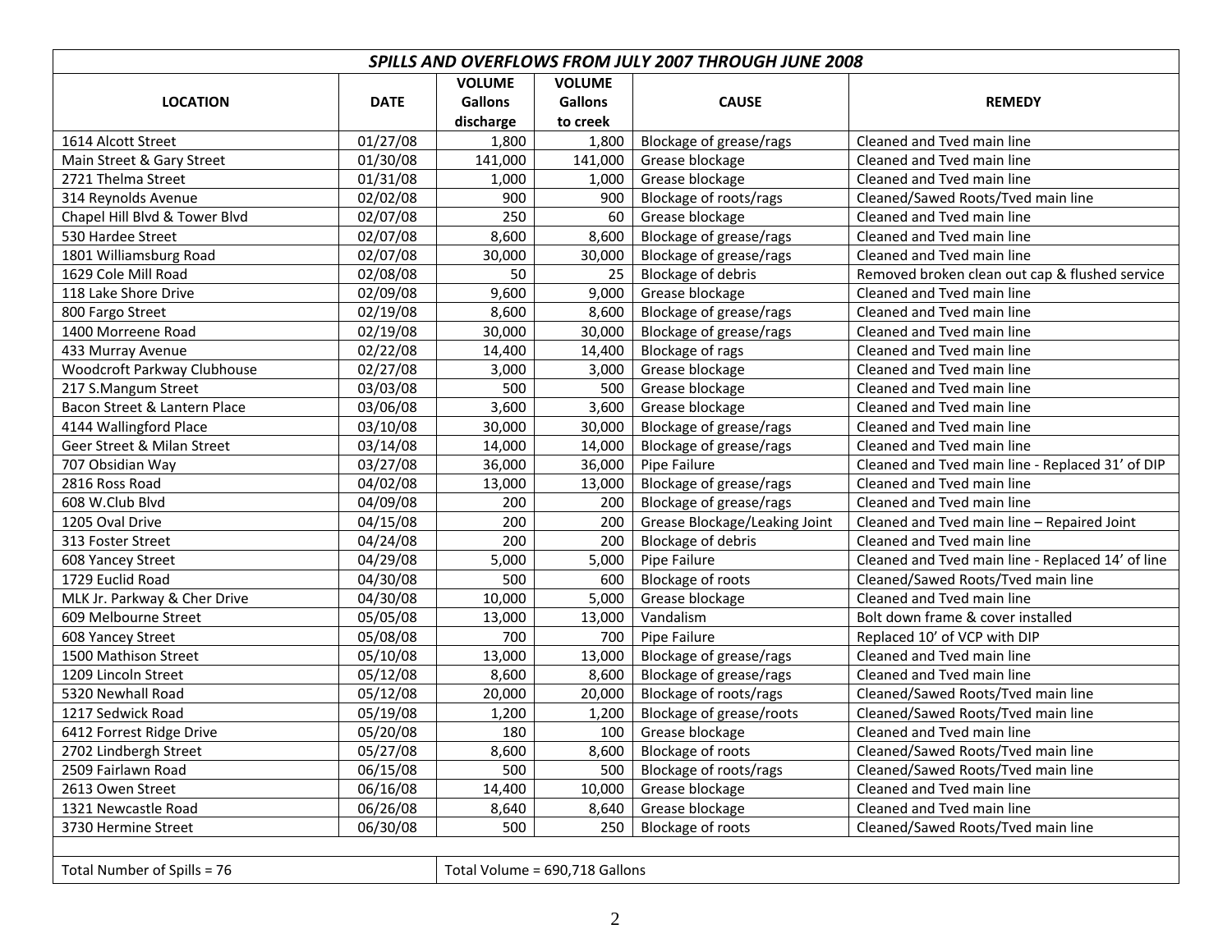| ***SPILLS AND OVERFLOWS FROM JULY 2007 THROUGH JUNE 2008*** | | | | | |
|---|---|---|---|---|---|
| **LOCATION** | **DATE** | **VOLUME Gallons discharge** | **VOLUME Gallons to creek** | **CAUSE** | **REMEDY** |
| 1614 Alcott Street | 01/27/08 | 1,800 | 1,800 | Blockage of grease/rags | Cleaned and Tved main line |
| Main Street & Gary Street | 01/30/08 | 141,000 | 141,000 | Grease blockage | Cleaned and Tved main line |
| 2721 Thelma Street | 01/31/08 | 1,000 | 1,000 | Grease blockage | Cleaned and Tved main line |
| 314 Reynolds Avenue | 02/02/08 | 900 | 900 | Blockage of roots/rags | Cleaned/Sawed Roots/Tved main line |
| Chapel Hill Blvd & Tower Blvd | 02/07/08 | 250 | 60 | Grease blockage | Cleaned and Tved main line |
| 530 Hardee Street | 02/07/08 | 8,600 | 8,600 | Blockage of grease/rags | Cleaned and Tved main line |
| 1801 Williamsburg Road | 02/07/08 | 30,000 | 30,000 | Blockage of grease/rags | Cleaned and Tved main line |
| 1629 Cole Mill Road | 02/08/08 | 50 | 25 | Blockage of debris | Removed broken clean out cap & flushed service |
| 118 Lake Shore Drive | 02/09/08 | 9,600 | 9,000 | Grease blockage | Cleaned and Tved main line |
| 800 Fargo Street | 02/19/08 | 8,600 | 8,600 | Blockage of grease/rags | Cleaned and Tved main line |
| 1400 Morreene Road | 02/19/08 | 30,000 | 30,000 | Blockage of grease/rags | Cleaned and Tved main line |
| 433 Murray Avenue | 02/22/08 | 14,400 | 14,400 | Blockage of rags | Cleaned and Tved main line |
| Woodcroft Parkway Clubhouse | 02/27/08 | 3,000 | 3,000 | Grease blockage | Cleaned and Tved main line |
| 217 S.Mangum Street | 03/03/08 | 500 | 500 | Grease blockage | Cleaned and Tved main line |
| Bacon Street & Lantern Place | 03/06/08 | 3,600 | 3,600 | Grease blockage | Cleaned and Tved main line |
| 4144 Wallingford Place | 03/10/08 | 30,000 | 30,000 | Blockage of grease/rags | Cleaned and Tved main line |
| Geer Street & Milan Street | 03/14/08 | 14,000 | 14,000 | Blockage of grease/rags | Cleaned and Tved main line |
| 707 Obsidian Way | 03/27/08 | 36,000 | 36,000 | Pipe Failure | Cleaned and Tved main line - Replaced 31' of DIP |
| 2816 Ross Road | 04/02/08 | 13,000 | 13,000 | Blockage of grease/rags | Cleaned and Tved main line |
| 608 W.Club Blvd | 04/09/08 | 200 | 200 | Blockage of grease/rags | Cleaned and Tved main line |
| 1205 Oval Drive | 04/15/08 | 200 | 200 | Grease Blockage/Leaking Joint | Cleaned and Tved main line – Repaired Joint |
| 313 Foster Street | 04/24/08 | 200 | 200 | Blockage of debris | Cleaned and Tved main line |
| 608 Yancey Street | 04/29/08 | 5,000 | 5,000 | Pipe Failure | Cleaned and Tved main line - Replaced 14' of line |
| 1729 Euclid Road | 04/30/08 | 500 | 600 | Blockage of roots | Cleaned/Sawed Roots/Tved main line |
| MLK Jr. Parkway & Cher Drive | 04/30/08 | 10,000 | 5,000 | Grease blockage | Cleaned and Tved main line |
| 609 Melbourne Street | 05/05/08 | 13,000 | 13,000 | Vandalism | Bolt down frame & cover installed |
| 608 Yancey Street | 05/08/08 | 700 | 700 | Pipe Failure | Replaced 10' of VCP with DIP |
| 1500 Mathison Street | 05/10/08 | 13,000 | 13,000 | Blockage of grease/rags | Cleaned and Tved main line |
| 1209 Lincoln Street | 05/12/08 | 8,600 | 8,600 | Blockage of grease/rags | Cleaned and Tved main line |
| 5320 Newhall Road | 05/12/08 | 20,000 | 20,000 | Blockage of roots/rags | Cleaned/Sawed Roots/Tved main line |
| 1217 Sedwick Road | 05/19/08 | 1,200 | 1,200 | Blockage of grease/roots | Cleaned/Sawed Roots/Tved main line |
| 6412 Forrest Ridge Drive | 05/20/08 | 180 | 100 | Grease blockage | Cleaned and Tved main line |
| 2702 Lindbergh Street | 05/27/08 | 8,600 | 8,600 | Blockage of roots | Cleaned/Sawed Roots/Tved main line |
| 2509 Fairlawn Road | 06/15/08 | 500 | 500 | Blockage of roots/rags | Cleaned/Sawed Roots/Tved main line |
| 2613 Owen Street | 06/16/08 | 14,400 | 10,000 | Grease blockage | Cleaned and Tved main line |
| 1321 Newcastle Road | 06/26/08 | 8,640 | 8,640 | Grease blockage | Cleaned and Tved main line |
| 3730 Hermine Street | 06/30/08 | 500 | 250 | Blockage of roots | Cleaned/Sawed Roots/Tved main line |
| | | | | | |
| Total Number of Spills = 76 | | Total Volume = 690,718 Gallons | | | |